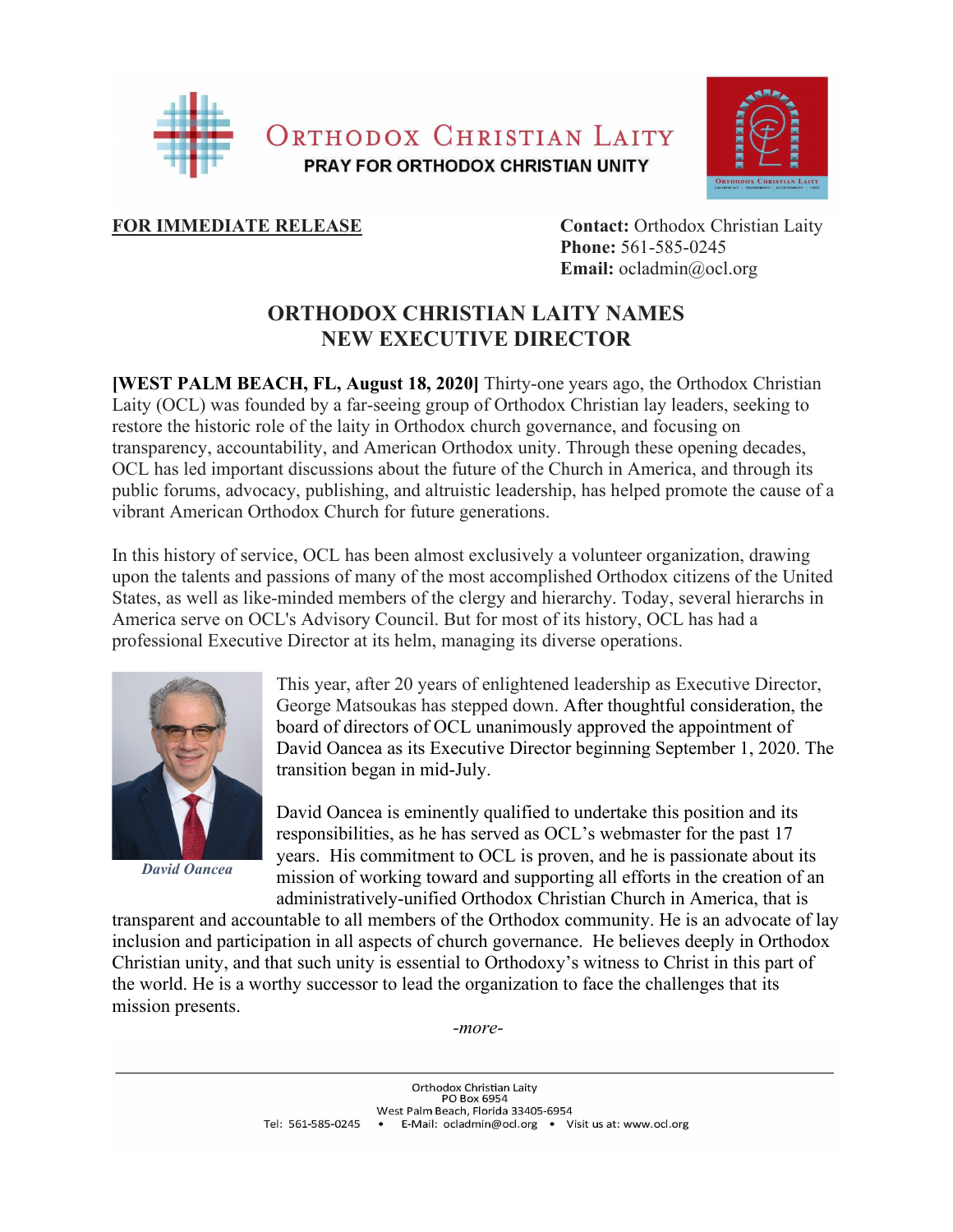# Orthodox Christian Laity

**PRAY FOR ORTHODOX CHRISTIAN UNITY**

**FOR IMMEDIATE RELEASE**

**Contact:** Orthodox Christian Laity
**Phone:** 561-585-0245
**Email:** ocladmin@ocl.org

## ORTHODOX CHRISTIAN LAITY NAMES NEW EXECUTIVE DIRECTOR

**[WEST PALM BEACH, FL, August 18, 2020]** Thirty-one years ago, the Orthodox Christian Laity (OCL) was founded by a far-seeing group of Orthodox Christian lay leaders, seeking to restore the historic role of the laity in Orthodox church governance, and focusing on transparency, accountability, and American Orthodox unity. Through these opening decades, OCL has led important discussions about the future of the Church in America, and through its public forums, advocacy, publishing, and altruistic leadership, has helped promote the cause of a vibrant American Orthodox Church for future generations.

In this history of service, OCL has been almost exclusively a volunteer organization, drawing upon the talents and passions of many of the most accomplished Orthodox citizens of the United States, as well as like-minded members of the clergy and hierarchy. Today, several hierarchs in America serve on OCL's Advisory Council. But for most of its history, OCL has had a professional Executive Director at its helm, managing its diverse operations.

*David Oancea*

This year, after 20 years of enlightened leadership as Executive Director, George Matsoukas has stepped down. After thoughtful consideration, the board of directors of OCL unanimously approved the appointment of David Oancea as its Executive Director beginning September 1, 2020. The transition began in mid-July.

David Oancea is eminently qualified to undertake this position and its responsibilities, as he has served as OCL's webmaster for the past 17 years. His commitment to OCL is proven, and he is passionate about its mission of working toward and supporting all efforts in the creation of an administratively-unified Orthodox Christian Church in America, that is transparent and accountable to all members of the Orthodox community. He is an advocate of lay inclusion and participation in all aspects of church governance. He believes deeply in Orthodox Christian unity, and that such unity is essential to Orthodoxy's witness to Christ in this part of the world. He is a worthy successor to lead the organization to face the challenges that its mission presents.

*-more-*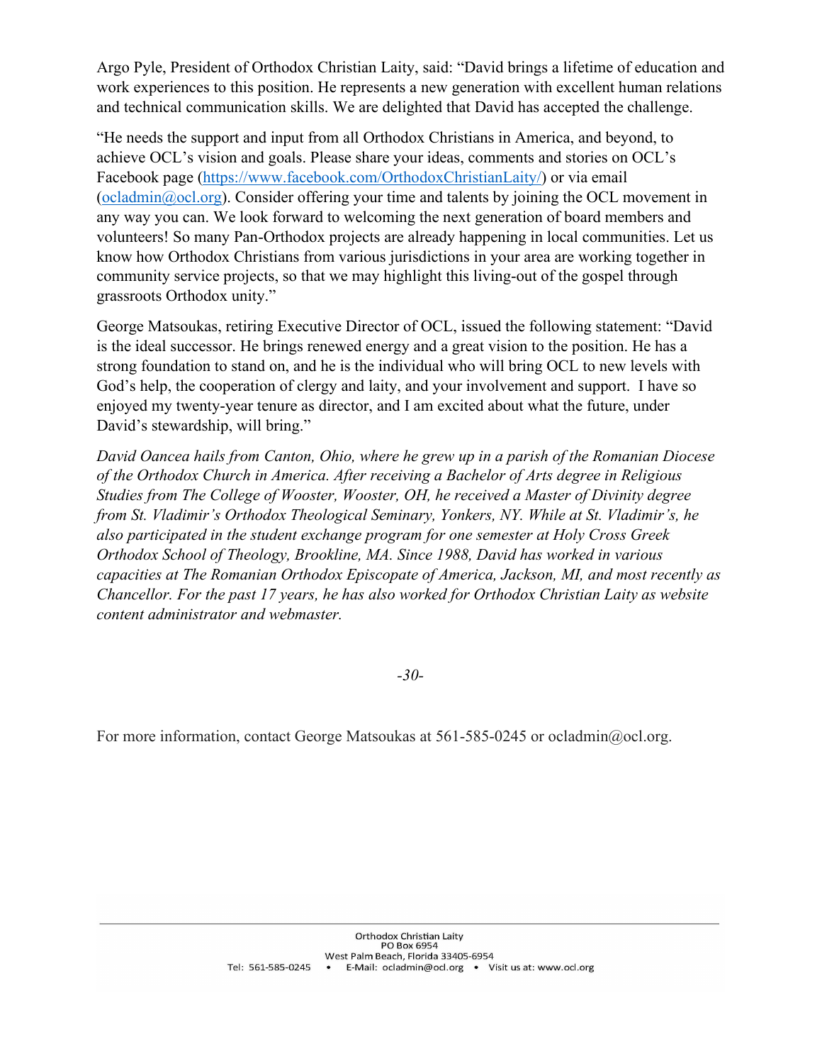Argo Pyle, President of Orthodox Christian Laity, said: “David brings a lifetime of education and work experiences to this position. He represents a new generation with excellent human relations and technical communication skills. We are delighted that David has accepted the challenge.

“He needs the support and input from all Orthodox Christians in America, and beyond, to achieve OCL’s vision and goals. Please share your ideas, comments and stories on OCL’s Facebook page (https://www.facebook.com/OrthodoxChristianLaity/) or via email (ocladmin@ocl.org). Consider offering your time and talents by joining the OCL movement in any way you can. We look forward to welcoming the next generation of board members and volunteers! So many Pan-Orthodox projects are already happening in local communities. Let us know how Orthodox Christians from various jurisdictions in your area are working together in community service projects, so that we may highlight this living-out of the gospel through grassroots Orthodox unity.”

George Matsoukas, retiring Executive Director of OCL, issued the following statement: “David is the ideal successor. He brings renewed energy and a great vision to the position. He has a strong foundation to stand on, and he is the individual who will bring OCL to new levels with God’s help, the cooperation of clergy and laity, and your involvement and support. I have so enjoyed my twenty-year tenure as director, and I am excited about what the future, under David’s stewardship, will bring.”

*David Oancea hails from Canton, Ohio, where he grew up in a parish of the Romanian Diocese of the Orthodox Church in America. After receiving a Bachelor of Arts degree in Religious Studies from The College of Wooster, Wooster, OH, he received a Master of Divinity degree from St. Vladimir’s Orthodox Theological Seminary, Yonkers, NY. While at St. Vladimir’s, he also participated in the student exchange program for one semester at Holy Cross Greek Orthodox School of Theology, Brookline, MA. Since 1988, David has worked in various capacities at The Romanian Orthodox Episcopate of America, Jackson, MI, and most recently as Chancellor. For the past 17 years, he has also worked for Orthodox Christian Laity as website content administrator and webmaster.*

*-30-*

For more information, contact George Matsoukas at 561-585-0245 or ocladmin@ocl.org.

Orthodox Christian Laity
PO Box 6954
West Palm Beach, Florida 33405-6954
Tel: 561-585-0245 • E-Mail: ocladmin@ocl.org • Visit us at: www.ocl.org